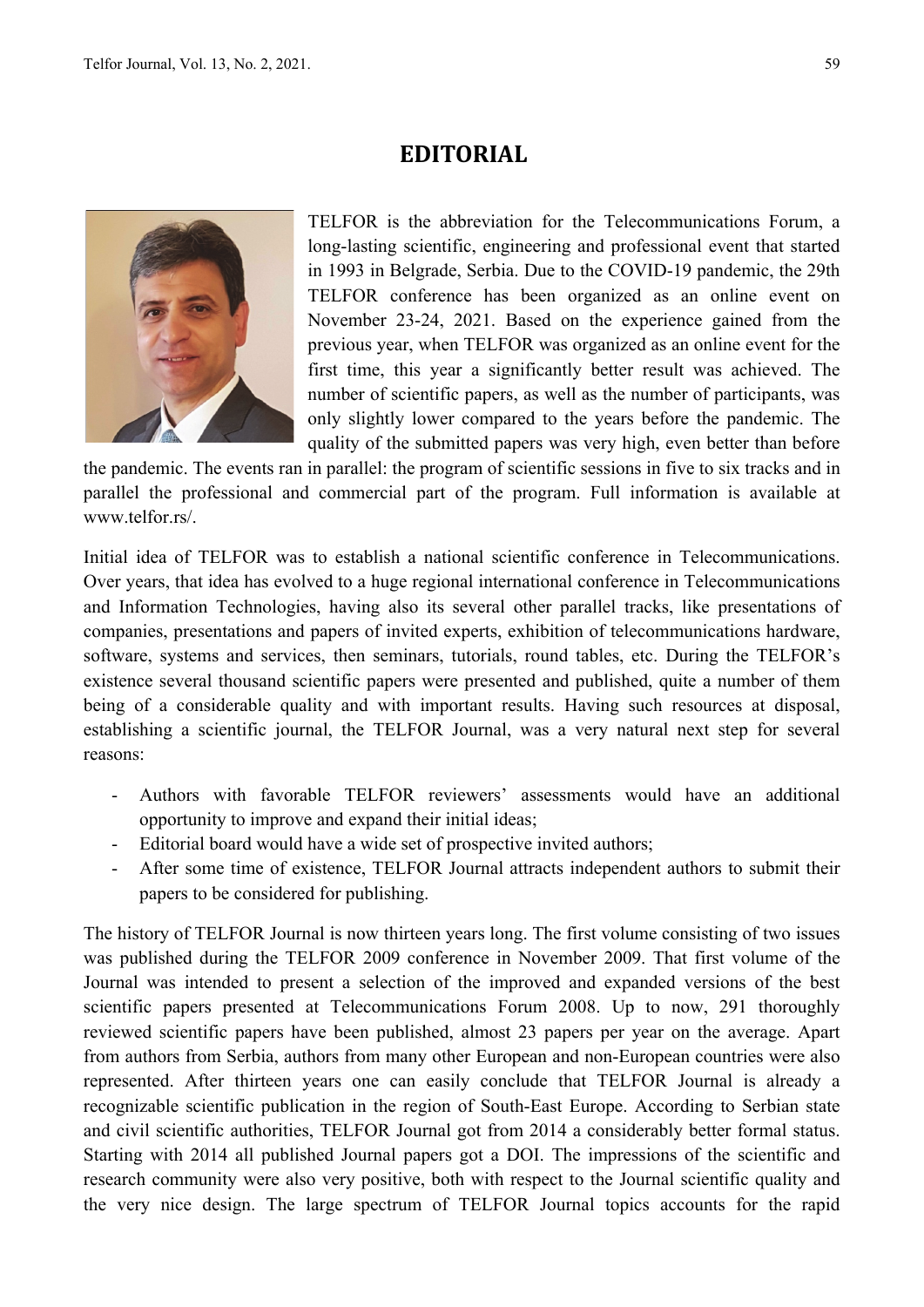# EDITORIAL

TELFOR is the abbreviation for the Telecommunications Forum, a long-lasting scientific, engineering and professional event that started in 1993 in Belgrade, Serbia. Due to the COVID-19 pandemic, the 29th TELFOR conference has been organized as an online event on November 23-24, 2021. Based on the experience gained from the previous year, when TELFOR was organized as an online event for the first time, this year a significantly better result was achieved. The number of scientific papers, as well as the number of participants, was only slightly lower compared to the years before the pandemic. The quality of the submitted papers was very high, even better than before the pandemic. The events ran in parallel: the program of scientific sessions in five to six tracks and in parallel the professional and commercial part of the program. Full information is available at www.telfor.rs/.

Initial idea of TELFOR was to establish a national scientific conference in Telecommunications. Over years, that idea has evolved to a huge regional international conference in Telecommunications and Information Technologies, having also its several other parallel tracks, like presentations of companies, presentations and papers of invited experts, exhibition of telecommunications hardware, software, systems and services, then seminars, tutorials, round tables, etc. During the TELFOR's existence several thousand scientific papers were presented and published, quite a number of them being of a considerable quality and with important results. Having such resources at disposal, establishing a scientific journal, the TELFOR Journal, was a very natural next step for several reasons:

- Authors with favorable TELFOR reviewers' assessments would have an additional opportunity to improve and expand their initial ideas;
- Editorial board would have a wide set of prospective invited authors;
- After some time of existence, TELFOR Journal attracts independent authors to submit their papers to be considered for publishing.

The history of TELFOR Journal is now thirteen years long. The first volume consisting of two issues was published during the TELFOR 2009 conference in November 2009. That first volume of the Journal was intended to present a selection of the improved and expanded versions of the best scientific papers presented at Telecommunications Forum 2008. Up to now, 291 thoroughly reviewed scientific papers have been published, almost 23 papers per year on the average. Apart from authors from Serbia, authors from many other European and non-European countries were also represented. After thirteen years one can easily conclude that TELFOR Journal is already a recognizable scientific publication in the region of South-East Europe. According to Serbian state and civil scientific authorities, TELFOR Journal got from 2014 a considerably better formal status. Starting with 2014 all published Journal papers got a DOI. The impressions of the scientific and research community were also very positive, both with respect to the Journal scientific quality and the very nice design. The large spectrum of TELFOR Journal topics accounts for the rapid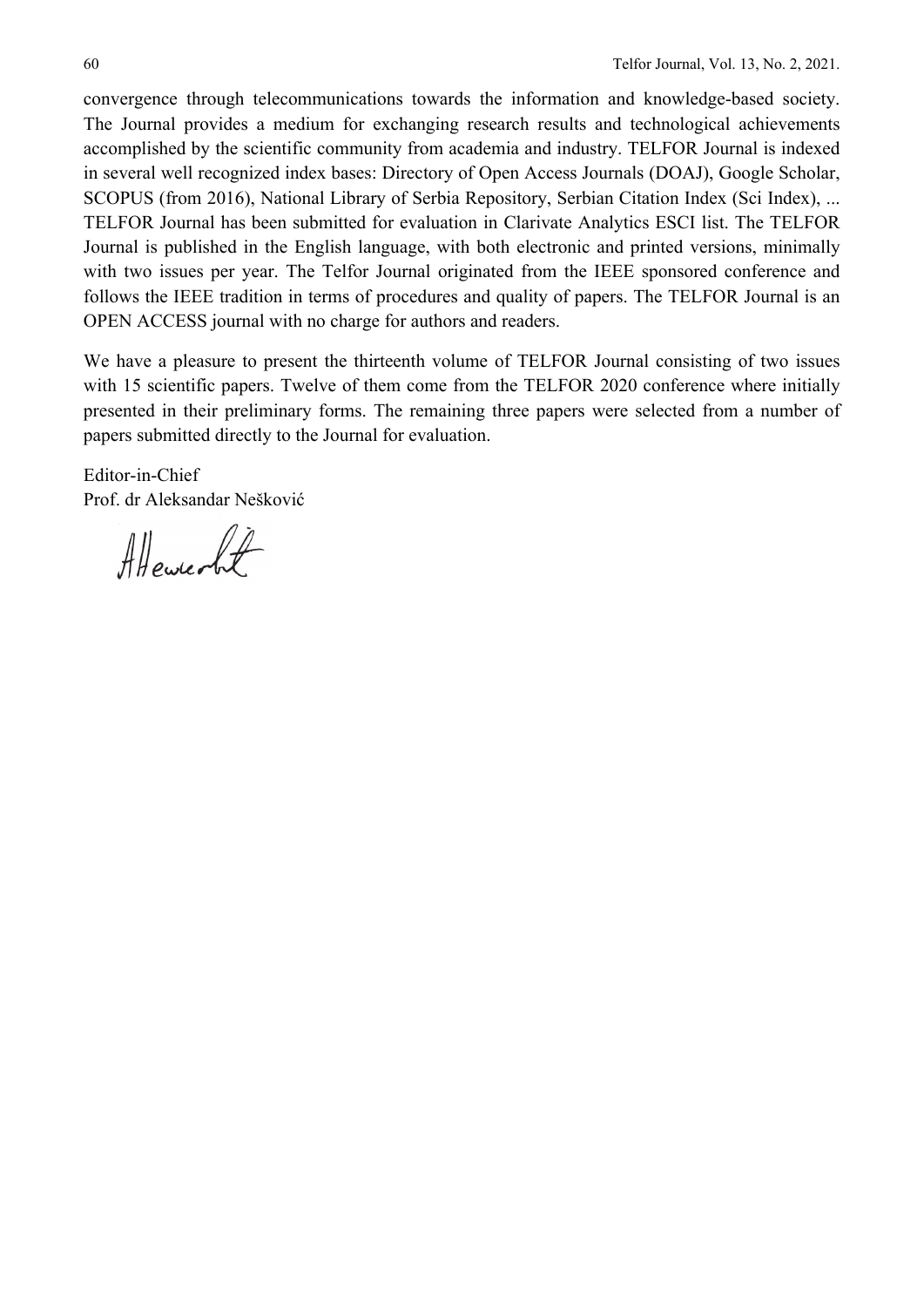convergence through telecommunications towards the information and knowledge-based society. The Journal provides a medium for exchanging research results and technological achievements accomplished by the scientific community from academia and industry. TELFOR Journal is indexed in several well recognized index bases: Directory of Open Access Journals (DOAJ), Google Scholar, SCOPUS (from 2016), National Library of Serbia Repository, Serbian Citation Index (Sci Index), ... TELFOR Journal has been submitted for evaluation in Clarivate Analytics ESCI list. The TELFOR Journal is published in the English language, with both electronic and printed versions, minimally with two issues per year. The Telfor Journal originated from the IEEE sponsored conference and follows the IEEE tradition in terms of procedures and quality of papers. The TELFOR Journal is an OPEN ACCESS journal with no charge for authors and readers.

We have a pleasure to present the thirteenth volume of TELFOR Journal consisting of two issues with 15 scientific papers. Twelve of them come from the TELFOR 2020 conference where initially presented in their preliminary forms. The remaining three papers were selected from a number of papers submitted directly to the Journal for evaluation.

Editor-in-Chief
Prof. dr Aleksandar Nešković